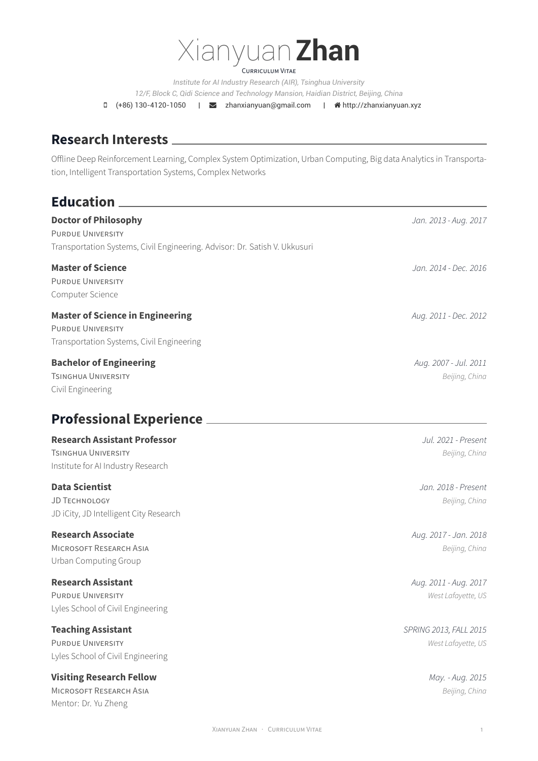# Xianyuan **Zhan**

Curriculum Vitae

*Institute for AI Industry Research (AIR), Tsinghua University*

*12/F, Block C, Qidi Science and Technology Mansion, Haidian District, Beijing, China*

(+86) 130-4120-1050 | zhanxianyuan@gmail.com | http://zhanxianyuan.xyz

## Research Interests

Offline Deep Reinforcement Learning, Complex System Optimization, Urban Computing, Big data Analytics in Transportation, Intelligent Transportation Systems, Complex Networks

## Education

**Doctor of Philosophy** *Jan. 2013 - Aug. 2017*
Purdue University
Transportation Systems, Civil Engineering. Advisor: Dr. Satish V. Ukkusuri

**Master of Science** *Jan. 2014 - Dec. 2016*
Purdue University
Computer Science

**Master of Science in Engineering** *Aug. 2011 - Dec. 2012*
Purdue University
Transportation Systems, Civil Engineering

**Bachelor of Engineering** *Aug. 2007 - Jul. 2011*
Tsinghua University *Beijing, China*
Civil Engineering

## Professional Experience

**Research Assistant Professor** *Jul. 2021 - Present*
Tsinghua University *Beijing, China*
Institute for AI Industry Research

**Data Scientist** *Jan. 2018 - Present*
JD Technology *Beijing, China*
JD iCity, JD Intelligent City Research

**Research Associate** *Aug. 2017 - Jan. 2018*
Microsoft Research Asia *Beijing, China*
Urban Computing Group

**Research Assistant** *Aug. 2011 - Aug. 2017*
Purdue University *West Lafayette, US*
Lyles School of Civil Engineering

**Teaching Assistant** *SPRING 2013, FALL 2015*
Purdue University *West Lafayette, US*
Lyles School of Civil Engineering

**Visiting Research Fellow** *May. - Aug. 2015*
Microsoft Research Asia *Beijing, China*
Mentor: Dr. Yu Zheng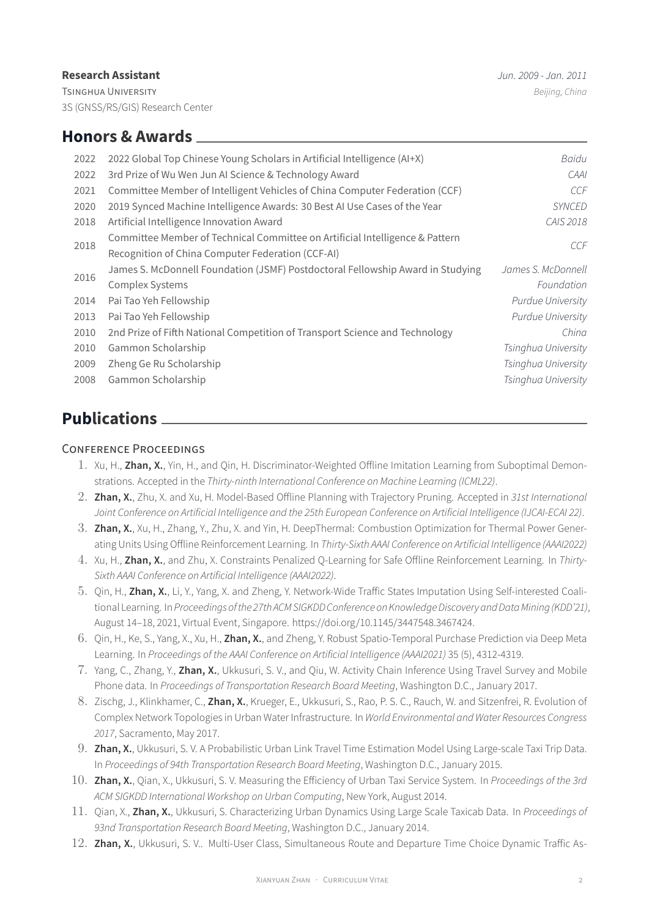**Research Assistant** *Jun. 2009 - Jan. 2011*
TSINGHUA UNIVERSITY *Beijing, China*
3S (GNSS/RS/GIS) Research Center

## Honors & Awards

| | | |
|---|---|---|
| 2022 | 2022 Global Top Chinese Young Scholars in Artificial Intelligence (AI+X) | *Baidu* |
| 2022 | 3rd Prize of Wu Wen Jun AI Science & Technology Award | *CAAI* |
| 2021 | Committee Member of Intelligent Vehicles of China Computer Federation (CCF) | *CCF* |
| 2020 | 2019 Synced Machine Intelligence Awards: 30 Best AI Use Cases of the Year | *SYNCED* |
| 2018 | Artificial Intelligence Innovation Award | *CAIS 2018* |
| 2018 | Committee Member of Technical Committee on Artificial Intelligence & Pattern Recognition of China Computer Federation (CCF-AI) | *CCF* |
| 2016 | James S. McDonnell Foundation (JSMF) Postdoctoral Fellowship Award in Studying Complex Systems | *James S. McDonnell Foundation* |
| 2014 | Pai Tao Yeh Fellowship | *Purdue University* |
| 2013 | Pai Tao Yeh Fellowship | *Purdue University* |
| 2010 | 2nd Prize of Fifth National Competition of Transport Science and Technology | *China* |
| 2010 | Gammon Scholarship | *Tsinghua University* |
| 2009 | Zheng Ge Ru Scholarship | *Tsinghua University* |
| 2008 | Gammon Scholarship | *Tsinghua University* |

## Publications

### CONFERENCE PROCEEDINGS

1. Xu, H., **Zhan, X.**, Yin, H., and Qin, H. Discriminator-Weighted Offline Imitation Learning from Suboptimal Demonstrations. Accepted in the *Thirty-ninth International Conference on Machine Learning (ICML22)*.
2. **Zhan, X.**, Zhu, X. and Xu, H. Model-Based Offline Planning with Trajectory Pruning. Accepted in *31st International Joint Conference on Artificial Intelligence and the 25th European Conference on Artificial Intelligence (IJCAI-ECAI 22)*.
3. **Zhan, X.**, Xu, H., Zhang, Y., Zhu, X. and Yin, H. DeepThermal: Combustion Optimization for Thermal Power Generating Units Using Offline Reinforcement Learning. In *Thirty-Sixth AAAI Conference on Artificial Intelligence (AAAI2022)*
4. Xu, H., **Zhan, X.**, and Zhu, X. Constraints Penalized Q-Learning for Safe Offline Reinforcement Learning. In *Thirty-Sixth AAAI Conference on Artificial Intelligence (AAAI2022)*.
5. Qin, H., **Zhan, X.**, Li, Y., Yang, X. and Zheng, Y. Network-Wide Traffic States Imputation Using Self-interested Coalitional Learning. In *Proceedings of the 27th ACM SIGKDD Conference on Knowledge Discovery and Data Mining (KDD'21)*, August 14–18, 2021, Virtual Event, Singapore. https://doi.org/10.1145/3447548.3467424.
6. Qin, H., Ke, S., Yang, X., Xu, H., **Zhan, X.**, and Zheng, Y. Robust Spatio-Temporal Purchase Prediction via Deep Meta Learning. In *Proceedings of the AAAI Conference on Artificial Intelligence (AAAI2021)* 35 (5), 4312-4319.
7. Yang, C., Zhang, Y., **Zhan, X.**, Ukkusuri, S. V., and Qiu, W. Activity Chain Inference Using Travel Survey and Mobile Phone data. In *Proceedings of Transportation Research Board Meeting*, Washington D.C., January 2017.
8. Zischg, J., Klinkhamer, C., **Zhan, X.**, Krueger, E., Ukkusuri, S., Rao, P. S. C., Rauch, W. and Sitzenfrei, R. Evolution of Complex Network Topologies in Urban Water Infrastructure. In *World Environmental and Water Resources Congress 2017*, Sacramento, May 2017.
9. **Zhan, X.**, Ukkusuri, S. V. A Probabilistic Urban Link Travel Time Estimation Model Using Large-scale Taxi Trip Data. In *Proceedings of 94th Transportation Research Board Meeting*, Washington D.C., January 2015.
10. **Zhan, X.**, Qian, X., Ukkusuri, S. V. Measuring the Efficiency of Urban Taxi Service System. In *Proceedings of the 3rd ACM SIGKDD International Workshop on Urban Computing*, New York, August 2014.
11. Qian, X., **Zhan, X.**, Ukkusuri, S. Characterizing Urban Dynamics Using Large Scale Taxicab Data. In *Proceedings of 93nd Transportation Research Board Meeting*, Washington D.C., January 2014.
12. **Zhan, X.**, Ukkusuri, S. V.. Multi-User Class, Simultaneous Route and Departure Time Choice Dynamic Traffic As-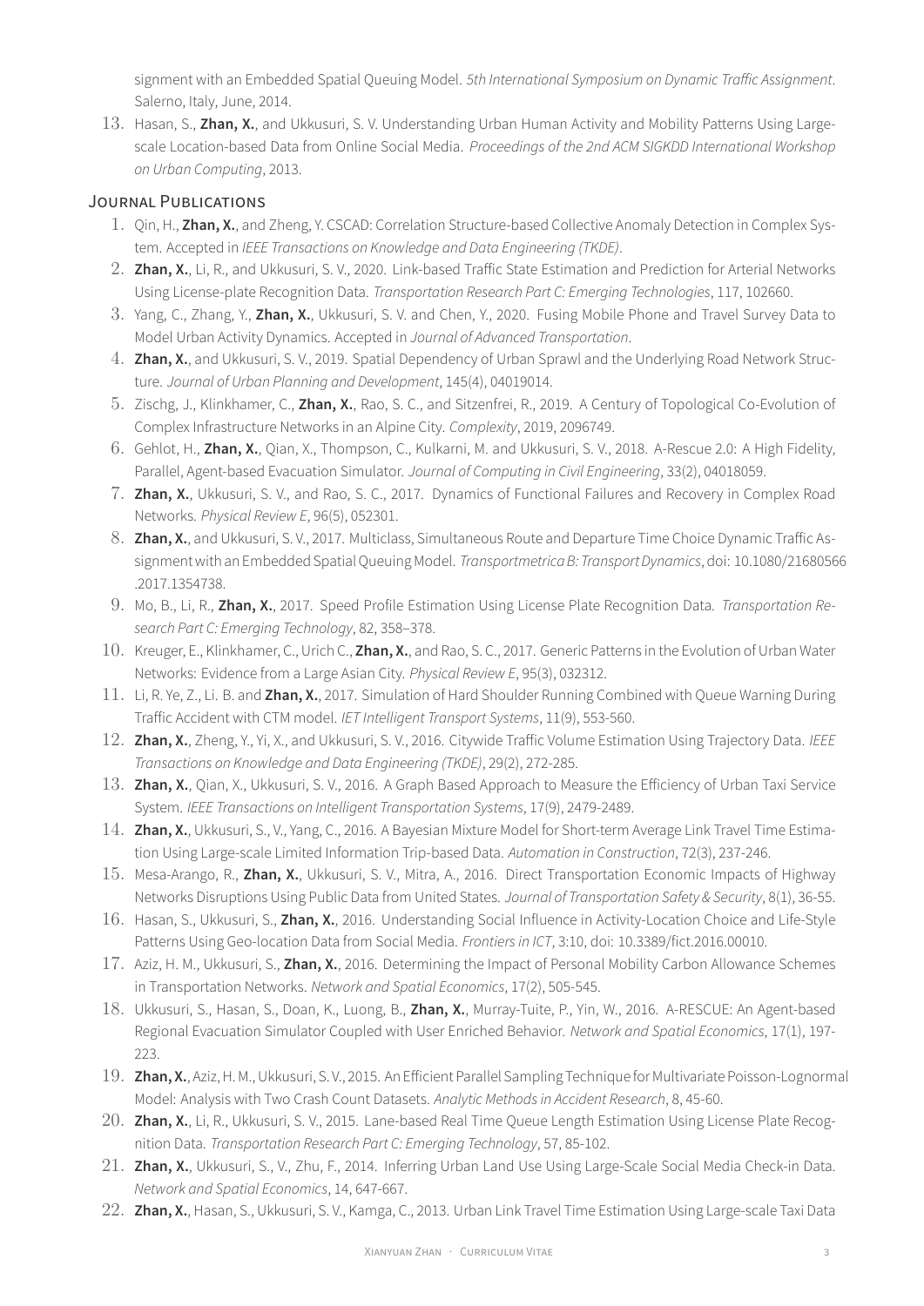signment with an Embedded Spatial Queuing Model. *5th International Symposium on Dynamic Traffic Assignment*. Salerno, Italy, June, 2014.

13. Hasan, S., **Zhan, X.**, and Ukkusuri, S. V. Understanding Urban Human Activity and Mobility Patterns Using Large-scale Location-based Data from Online Social Media. *Proceedings of the 2nd ACM SIGKDD International Workshop on Urban Computing*, 2013.

## Journal Publications

1. Qin, H., **Zhan, X.**, and Zheng, Y. CSCAD: Correlation Structure-based Collective Anomaly Detection in Complex System. Accepted in *IEEE Transactions on Knowledge and Data Engineering (TKDE)*.
2. **Zhan, X.**, Li, R., and Ukkusuri, S. V., 2020. Link-based Traffic State Estimation and Prediction for Arterial Networks Using License-plate Recognition Data. *Transportation Research Part C: Emerging Technologies*, 117, 102660.
3. Yang, C., Zhang, Y., **Zhan, X.**, Ukkusuri, S. V. and Chen, Y., 2020. Fusing Mobile Phone and Travel Survey Data to Model Urban Activity Dynamics. Accepted in *Journal of Advanced Transportation*.
4. **Zhan, X.**, and Ukkusuri, S. V., 2019. Spatial Dependency of Urban Sprawl and the Underlying Road Network Structure. *Journal of Urban Planning and Development*, 145(4), 04019014.
5. Zischg, J., Klinkhamer, C., **Zhan, X.**, Rao, S. C., and Sitzenfrei, R., 2019. A Century of Topological Co-Evolution of Complex Infrastructure Networks in an Alpine City. *Complexity*, 2019, 2096749.
6. Gehlot, H., **Zhan, X.**, Qian, X., Thompson, C., Kulkarni, M. and Ukkusuri, S. V., 2018. A-Rescue 2.0: A High Fidelity, Parallel, Agent-based Evacuation Simulator. *Journal of Computing in Civil Engineering*, 33(2), 04018059.
7. **Zhan, X.**, Ukkusuri, S. V., and Rao, S. C., 2017. Dynamics of Functional Failures and Recovery in Complex Road Networks. *Physical Review E*, 96(5), 052301.
8. **Zhan, X.**, and Ukkusuri, S. V., 2017. Multiclass, Simultaneous Route and Departure Time Choice Dynamic Traffic Assignment with an Embedded Spatial Queuing Model. *Transportmetrica B: Transport Dynamics*, doi: 10.1080/21680566.2017.1354738.
9. Mo, B., Li, R., **Zhan, X.**, 2017. Speed Profile Estimation Using License Plate Recognition Data. *Transportation Research Part C: Emerging Technology*, 82, 358–378.
10. Kreuger, E., Klinkhamer, C., Urich C., **Zhan, X.**, and Rao, S. C., 2017. Generic Patterns in the Evolution of Urban Water Networks: Evidence from a Large Asian City. *Physical Review E*, 95(3), 032312.
11. Li, R. Ye, Z., Li. B. and **Zhan, X.**, 2017. Simulation of Hard Shoulder Running Combined with Queue Warning During Traffic Accident with CTM model. *IET Intelligent Transport Systems*, 11(9), 553-560.
12. **Zhan, X.**, Zheng, Y., Yi, X., and Ukkusuri, S. V., 2016. Citywide Traffic Volume Estimation Using Trajectory Data. *IEEE Transactions on Knowledge and Data Engineering (TKDE)*, 29(2), 272-285.
13. **Zhan, X.**, Qian, X., Ukkusuri, S. V., 2016. A Graph Based Approach to Measure the Efficiency of Urban Taxi Service System. *IEEE Transactions on Intelligent Transportation Systems*, 17(9), 2479-2489.
14. **Zhan, X.**, Ukkusuri, S., V., Yang, C., 2016. A Bayesian Mixture Model for Short-term Average Link Travel Time Estimation Using Large-scale Limited Information Trip-based Data. *Automation in Construction*, 72(3), 237-246.
15. Mesa-Arango, R., **Zhan, X.**, Ukkusuri, S. V., Mitra, A., 2016. Direct Transportation Economic Impacts of Highway Networks Disruptions Using Public Data from United States. *Journal of Transportation Safety & Security*, 8(1), 36-55.
16. Hasan, S., Ukkusuri, S., **Zhan, X.**, 2016. Understanding Social Influence in Activity-Location Choice and Life-Style Patterns Using Geo-location Data from Social Media. *Frontiers in ICT*, 3:10, doi: 10.3389/fict.2016.00010.
17. Aziz, H. M., Ukkusuri, S., **Zhan, X.**, 2016. Determining the Impact of Personal Mobility Carbon Allowance Schemes in Transportation Networks. *Network and Spatial Economics*, 17(2), 505-545.
18. Ukkusuri, S., Hasan, S., Doan, K., Luong, B., **Zhan, X.**, Murray-Tuite, P., Yin, W., 2016. A-RESCUE: An Agent-based Regional Evacuation Simulator Coupled with User Enriched Behavior. *Network and Spatial Economics*, 17(1), 197-223.
19. **Zhan, X.**, Aziz, H. M., Ukkusuri, S. V., 2015. An Efficient Parallel Sampling Technique for Multivariate Poisson-Lognormal Model: Analysis with Two Crash Count Datasets. *Analytic Methods in Accident Research*, 8, 45-60.
20. **Zhan, X.**, Li, R., Ukkusuri, S. V., 2015. Lane-based Real Time Queue Length Estimation Using License Plate Recognition Data. *Transportation Research Part C: Emerging Technology*, 57, 85-102.
21. **Zhan, X.**, Ukkusuri, S., V., Zhu, F., 2014. Inferring Urban Land Use Using Large-Scale Social Media Check-in Data. *Network and Spatial Economics*, 14, 647-667.
22. **Zhan, X.**, Hasan, S., Ukkusuri, S. V., Kamga, C., 2013. Urban Link Travel Time Estimation Using Large-scale Taxi Data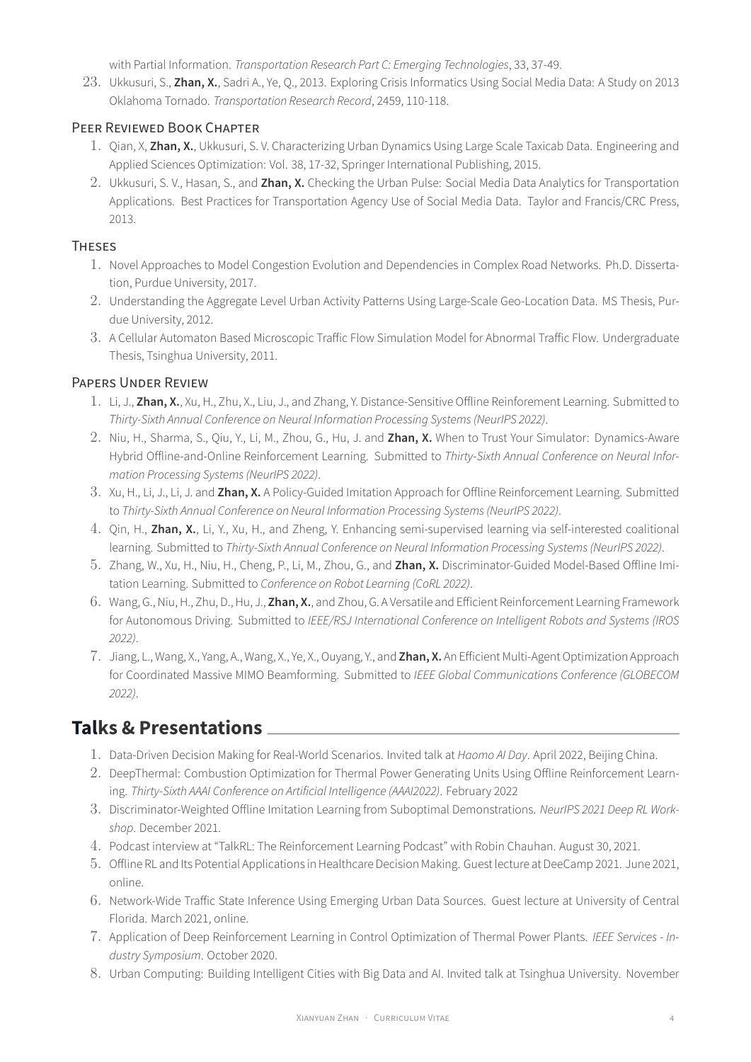with Partial Information. *Transportation Research Part C: Emerging Technologies*, 33, 37-49.

23. Ukkusuri, S., **Zhan, X.**, Sadri A., Ye, Q., 2013. Exploring Crisis Informatics Using Social Media Data: A Study on 2013 Oklahoma Tornado. *Transportation Research Record*, 2459, 110-118.

### Peer Reviewed Book Chapter

1. Qian, X, **Zhan, X.**, Ukkusuri, S. V. Characterizing Urban Dynamics Using Large Scale Taxicab Data. Engineering and Applied Sciences Optimization: Vol. 38, 17-32, Springer International Publishing, 2015.
2. Ukkusuri, S. V., Hasan, S., and **Zhan, X.** Checking the Urban Pulse: Social Media Data Analytics for Transportation Applications. Best Practices for Transportation Agency Use of Social Media Data. Taylor and Francis/CRC Press, 2013.

### Theses

1. Novel Approaches to Model Congestion Evolution and Dependencies in Complex Road Networks. Ph.D. Dissertation, Purdue University, 2017.
2. Understanding the Aggregate Level Urban Activity Patterns Using Large-Scale Geo-Location Data. MS Thesis, Purdue University, 2012.
3. A Cellular Automaton Based Microscopic Traffic Flow Simulation Model for Abnormal Traffic Flow. Undergraduate Thesis, Tsinghua University, 2011.

### Papers Under Review

1. Li, J., **Zhan, X.**, Xu, H., Zhu, X., Liu, J., and Zhang, Y. Distance-Sensitive Offline Reinforement Learning. Submitted to *Thirty-Sixth Annual Conference on Neural Information Processing Systems (NeurIPS 2022)*.
2. Niu, H., Sharma, S., Qiu, Y., Li, M., Zhou, G., Hu, J. and **Zhan, X.** When to Trust Your Simulator: Dynamics-Aware Hybrid Offline-and-Online Reinforcement Learning. Submitted to *Thirty-Sixth Annual Conference on Neural Information Processing Systems (NeurIPS 2022)*.
3. Xu, H., Li, J., Li, J. and **Zhan, X.** A Policy-Guided Imitation Approach for Offline Reinforcement Learning. Submitted to *Thirty-Sixth Annual Conference on Neural Information Processing Systems (NeurIPS 2022)*.
4. Qin, H., **Zhan, X.**, Li, Y., Xu, H., and Zheng, Y. Enhancing semi-supervised learning via self-interested coalitional learning. Submitted to *Thirty-Sixth Annual Conference on Neural Information Processing Systems (NeurIPS 2022)*.
5. Zhang, W., Xu, H., Niu, H., Cheng, P., Li, M., Zhou, G., and **Zhan, X.** Discriminator-Guided Model-Based Offline Imitation Learning. Submitted to *Conference on Robot Learning (CoRL 2022)*.
6. Wang, G., Niu, H., Zhu, D., Hu, J., **Zhan, X.**, and Zhou, G. A Versatile and Efficient Reinforcement Learning Framework for Autonomous Driving. Submitted to *IEEE/RSJ International Conference on Intelligent Robots and Systems (IROS 2022)*.
7. Jiang, L., Wang, X., Yang, A., Wang, X., Ye, X., Ouyang, Y., and **Zhan, X.** An Efficient Multi-Agent Optimization Approach for Coordinated Massive MIMO Beamforming. Submitted to *IEEE Global Communications Conference (GLOBECOM 2022)*.

## Talks & Presentations

1. Data-Driven Decision Making for Real-World Scenarios. Invited talk at *Haomo AI Day*. April 2022, Beijing China.
2. DeepThermal: Combustion Optimization for Thermal Power Generating Units Using Offline Reinforcement Learning. *Thirty-Sixth AAAI Conference on Artificial Intelligence (AAAI2022)*. February 2022
3. Discriminator-Weighted Offline Imitation Learning from Suboptimal Demonstrations. *NeurIPS 2021 Deep RL Workshop*. December 2021.
4. Podcast interview at "TalkRL: The Reinforcement Learning Podcast" with Robin Chauhan. August 30, 2021.
5. Offline RL and Its Potential Applications in Healthcare Decision Making. Guest lecture at DeeCamp 2021. June 2021, online.
6. Network-Wide Traffic State Inference Using Emerging Urban Data Sources. Guest lecture at University of Central Florida. March 2021, online.
7. Application of Deep Reinforcement Learning in Control Optimization of Thermal Power Plants. *IEEE Services - Industry Symposium*. October 2020.
8. Urban Computing: Building Intelligent Cities with Big Data and AI. Invited talk at Tsinghua University. November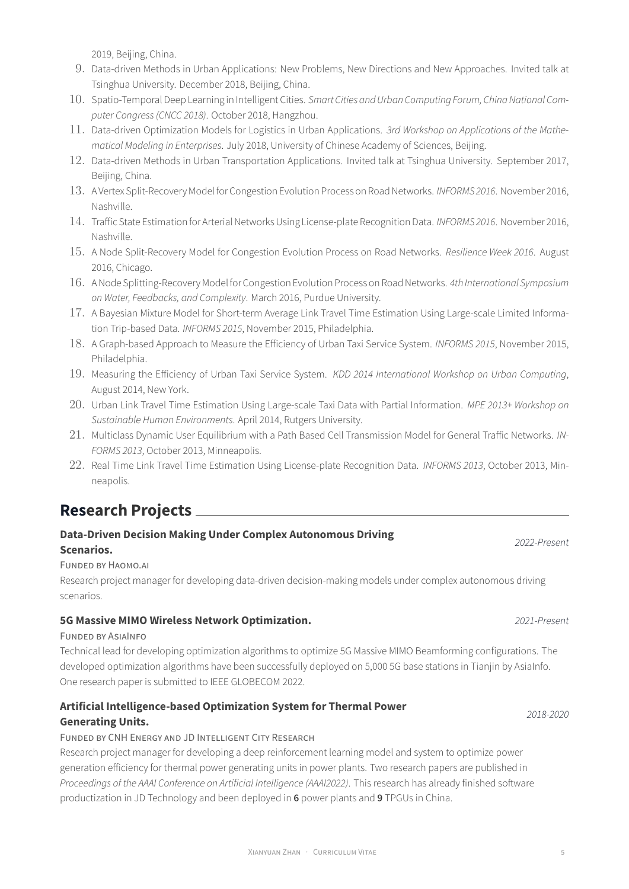2019, Beijing, China.

9. Data-driven Methods in Urban Applications: New Problems, New Directions and New Approaches. Invited talk at Tsinghua University. December 2018, Beijing, China.
10. Spatio-Temporal Deep Learning in Intelligent Cities. *Smart Cities and Urban Computing Forum, China National Computer Congress (CNCC 2018)*. October 2018, Hangzhou.
11. Data-driven Optimization Models for Logistics in Urban Applications. *3rd Workshop on Applications of the Mathematical Modeling in Enterprises*. July 2018, University of Chinese Academy of Sciences, Beijing.
12. Data-driven Methods in Urban Transportation Applications. Invited talk at Tsinghua University. September 2017, Beijing, China.
13. A Vertex Split-Recovery Model for Congestion Evolution Process on Road Networks. *INFORMS 2016*. November 2016, Nashville.
14. Traffic State Estimation for Arterial Networks Using License-plate Recognition Data. *INFORMS 2016*. November 2016, Nashville.
15. A Node Split-Recovery Model for Congestion Evolution Process on Road Networks. *Resilience Week 2016*. August 2016, Chicago.
16. A Node Splitting-Recovery Model for Congestion Evolution Process on Road Networks. *4th International Symposium on Water, Feedbacks, and Complexity*. March 2016, Purdue University.
17. A Bayesian Mixture Model for Short-term Average Link Travel Time Estimation Using Large-scale Limited Information Trip-based Data. *INFORMS 2015*, November 2015, Philadelphia.
18. A Graph-based Approach to Measure the Efficiency of Urban Taxi Service System. *INFORMS 2015*, November 2015, Philadelphia.
19. Measuring the Efficiency of Urban Taxi Service System. *KDD 2014 International Workshop on Urban Computing*, August 2014, New York.
20. Urban Link Travel Time Estimation Using Large-scale Taxi Data with Partial Information. *MPE 2013+ Workshop on Sustainable Human Environments*. April 2014, Rutgers University.
21. Multiclass Dynamic User Equilibrium with a Path Based Cell Transmission Model for General Traffic Networks. *INFORMS 2013*, October 2013, Minneapolis.
22. Real Time Link Travel Time Estimation Using License-plate Recognition Data. *INFORMS 2013*, October 2013, Minneapolis.

## Research Projects

### Data-Driven Decision Making Under Complex Autonomous Driving Scenarios.

*2022-Present*

FUNDED BY HAOMO.AI

Research project manager for developing data-driven decision-making models under complex autonomous driving scenarios.

### 5G Massive MIMO Wireless Network Optimization.

*2021-Present*

FUNDED BY ASIAINFO

Technical lead for developing optimization algorithms to optimize 5G Massive MIMO Beamforming configurations. The developed optimization algorithms have been successfully deployed on 5,000 5G base stations in Tianjin by AsiaInfo. One research paper is submitted to IEEE GLOBECOM 2022.

### Artificial Intelligence-based Optimization System for Thermal Power Generating Units.

*2018-2020*

FUNDED BY CNH ENERGY AND JD INTELLIGENT CITY RESEARCH

Research project manager for developing a deep reinforcement learning model and system to optimize power generation efficiency for thermal power generating units in power plants. Two research papers are published in *Proceedings of the AAAI Conference on Artificial Intelligence (AAAI2022)*. This research has already finished software productization in JD Technology and been deployed in **6** power plants and **9** TPGUs in China.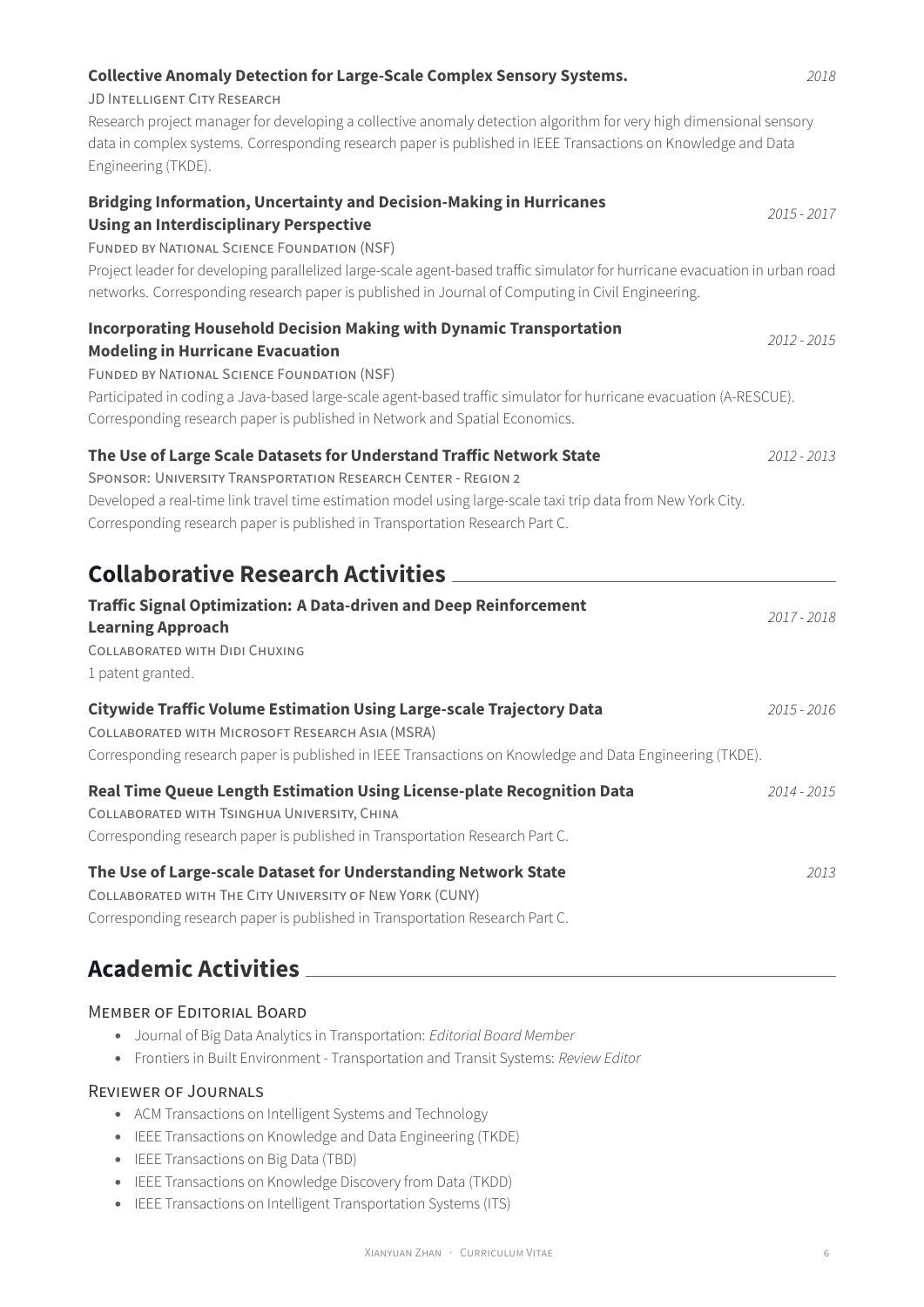**Collective Anomaly Detection for Large-Scale Complex Sensory Systems.** *2018*

JD Intelligent City Research

Research project manager for developing a collective anomaly detection algorithm for very high dimensional sensory data in complex systems. Corresponding research paper is published in IEEE Transactions on Knowledge and Data Engineering (TKDE).

**Bridging Information, Uncertainty and Decision-Making in Hurricanes Using an Interdisciplinary Perspective** *2015 - 2017*

Funded by National Science Foundation (NSF)

Project leader for developing parallelized large-scale agent-based traffic simulator for hurricane evacuation in urban road networks. Corresponding research paper is published in Journal of Computing in Civil Engineering.

**Incorporating Household Decision Making with Dynamic Transportation Modeling in Hurricane Evacuation** *2012 - 2015*

Funded by National Science Foundation (NSF)

Participated in coding a Java-based large-scale agent-based traffic simulator for hurricane evacuation (A-RESCUE). Corresponding research paper is published in Network and Spatial Economics.

**The Use of Large Scale Datasets for Understand Traffic Network State** *2012 - 2013*

Sponsor: University Transportation Research Center - Region 2

Developed a real-time link travel time estimation model using large-scale taxi trip data from New York City. Corresponding research paper is published in Transportation Research Part C.

## Collaborative Research Activities

**Traffic Signal Optimization: A Data-driven and Deep Reinforcement Learning Approach** *2017 - 2018*

Collaborated with Didi Chuxing

1 patent granted.

**Citywide Traffic Volume Estimation Using Large-scale Trajectory Data** *2015 - 2016*

Collaborated with Microsoft Research Asia (MSRA)

Corresponding research paper is published in IEEE Transactions on Knowledge and Data Engineering (TKDE).

**Real Time Queue Length Estimation Using License-plate Recognition Data** *2014 - 2015*

Collaborated with Tsinghua University, China

Corresponding research paper is published in Transportation Research Part C.

**The Use of Large-scale Dataset for Understanding Network State** *2013*

Collaborated with The City University of New York (CUNY)

Corresponding research paper is published in Transportation Research Part C.

## Academic Activities

### Member of Editorial Board

- Journal of Big Data Analytics in Transportation: *Editorial Board Member*
- Frontiers in Built Environment - Transportation and Transit Systems: *Review Editor*

### Reviewer of Journals

- ACM Transactions on Intelligent Systems and Technology
- IEEE Transactions on Knowledge and Data Engineering (TKDE)
- IEEE Transactions on Big Data (TBD)
- IEEE Transactions on Knowledge Discovery from Data (TKDD)
- IEEE Transactions on Intelligent Transportation Systems (ITS)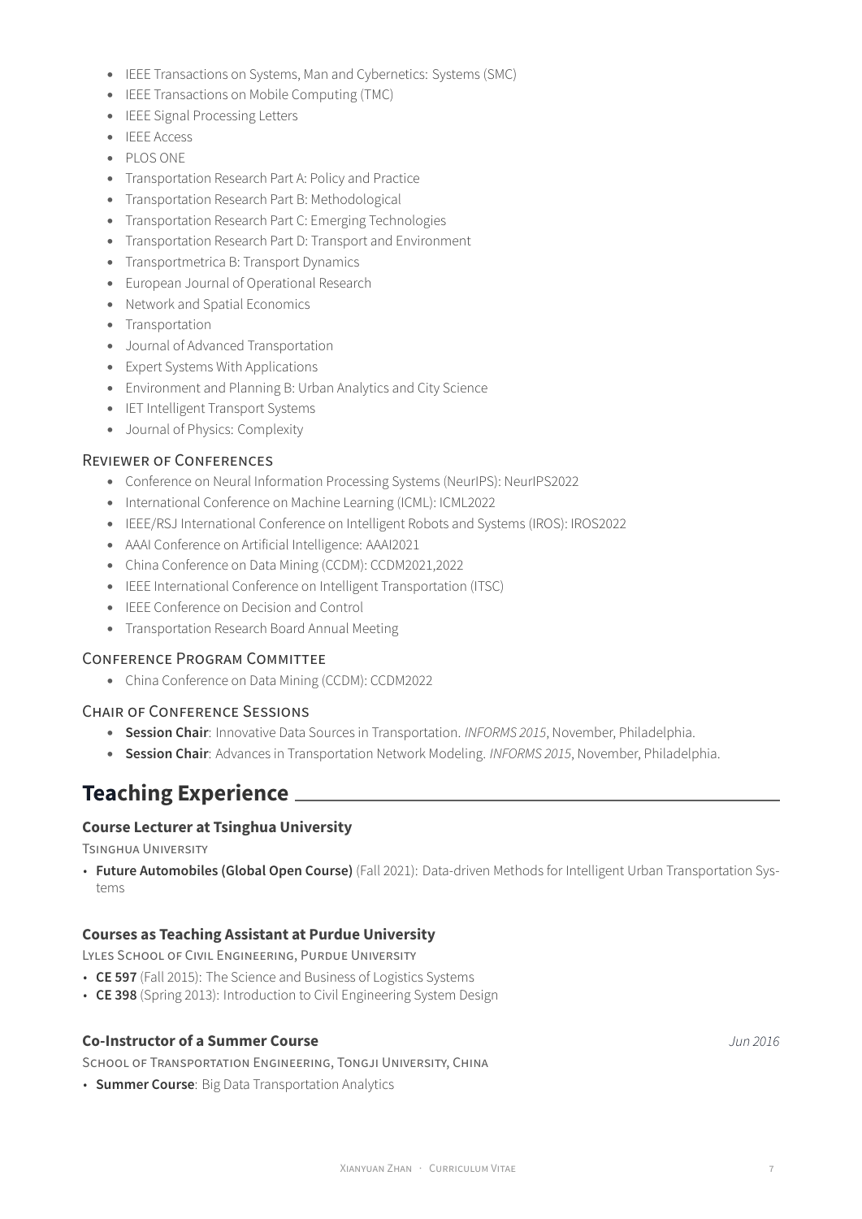- IEEE Transactions on Systems, Man and Cybernetics: Systems (SMC)
- IEEE Transactions on Mobile Computing (TMC)
- IEEE Signal Processing Letters
- IEEE Access
- PLOS ONE
- Transportation Research Part A: Policy and Practice
- Transportation Research Part B: Methodological
- Transportation Research Part C: Emerging Technologies
- Transportation Research Part D: Transport and Environment
- Transportmetrica B: Transport Dynamics
- European Journal of Operational Research
- Network and Spatial Economics
- Transportation
- Journal of Advanced Transportation
- Expert Systems With Applications
- Environment and Planning B: Urban Analytics and City Science
- IET Intelligent Transport Systems
- Journal of Physics: Complexity

### Reviewer of Conferences

- Conference on Neural Information Processing Systems (NeurIPS): NeurIPS2022
- International Conference on Machine Learning (ICML): ICML2022
- IEEE/RSJ International Conference on Intelligent Robots and Systems (IROS): IROS2022
- AAAI Conference on Artificial Intelligence: AAAI2021
- China Conference on Data Mining (CCDM): CCDM2021,2022
- IEEE International Conference on Intelligent Transportation (ITSC)
- IEEE Conference on Decision and Control
- Transportation Research Board Annual Meeting

### Conference Program Committee

- China Conference on Data Mining (CCDM): CCDM2022

### Chair of Conference Sessions

- **Session Chair**: Innovative Data Sources in Transportation. *INFORMS 2015*, November, Philadelphia.
- **Session Chair**: Advances in Transportation Network Modeling. *INFORMS 2015*, November, Philadelphia.

## Teaching Experience

### Course Lecturer at Tsinghua University

Tsinghua University

- **Future Automobiles (Global Open Course)** (Fall 2021): Data-driven Methods for Intelligent Urban Transportation Systems

### Courses as Teaching Assistant at Purdue University

Lyles School of Civil Engineering, Purdue University

- **CE 597** (Fall 2015): The Science and Business of Logistics Systems
- **CE 398** (Spring 2013): Introduction to Civil Engineering System Design

### Co-Instructor of a Summer Course

*Jun 2016*

School of Transportation Engineering, Tongji University, China

- **Summer Course**: Big Data Transportation Analytics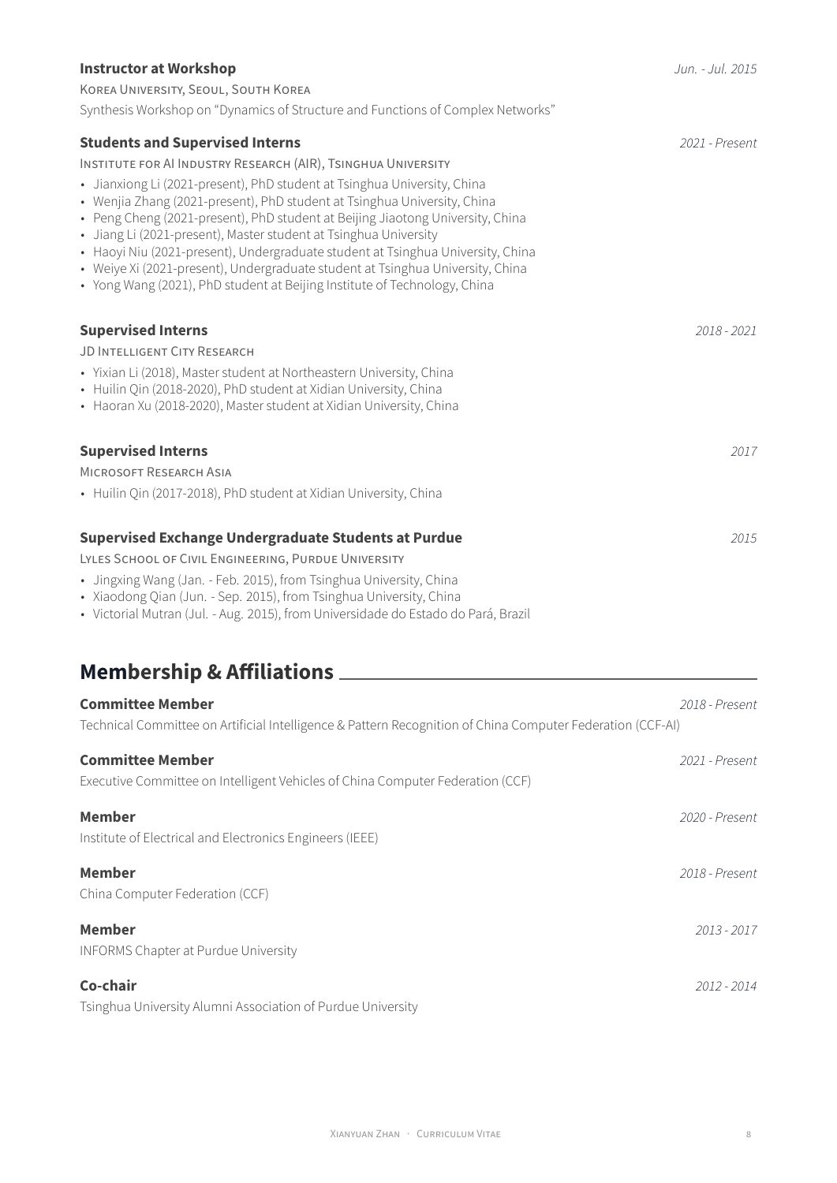**Instructor at Workshop** *Jun. - Jul. 2015*

KOREA UNIVERSITY, SEOUL, SOUTH KOREA

Synthesis Workshop on "Dynamics of Structure and Functions of Complex Networks"

**Students and Supervised Interns** *2021 - Present*

INSTITUTE FOR AI INDUSTRY RESEARCH (AIR), TSINGHUA UNIVERSITY

- Jianxiong Li (2021-present), PhD student at Tsinghua University, China
- Wenjia Zhang (2021-present), PhD student at Tsinghua University, China
- Peng Cheng (2021-present), PhD student at Beijing Jiaotong University, China
- Jiang Li (2021-present), Master student at Tsinghua University
- Haoyi Niu (2021-present), Undergraduate student at Tsinghua University, China
- Weiye Xi (2021-present), Undergraduate student at Tsinghua University, China
- Yong Wang (2021), PhD student at Beijing Institute of Technology, China

**Supervised Interns** *2018 - 2021*

JD INTELLIGENT CITY RESEARCH

- Yixian Li (2018), Master student at Northeastern University, China
- Huilin Qin (2018-2020), PhD student at Xidian University, China
- Haoran Xu (2018-2020), Master student at Xidian University, China

**Supervised Interns** *2017*

MICROSOFT RESEARCH ASIA

- Huilin Qin (2017-2018), PhD student at Xidian University, China

**Supervised Exchange Undergraduate Students at Purdue** *2015*

LYLES SCHOOL OF CIVIL ENGINEERING, PURDUE UNIVERSITY

- Jingxing Wang (Jan. - Feb. 2015), from Tsinghua University, China
- Xiaodong Qian (Jun. - Sep. 2015), from Tsinghua University, China
- Victorial Mutran (Jul. - Aug. 2015), from Universidade do Estado do Pará, Brazil

## Membership & Affiliations

**Committee Member** *2018 - Present*

Technical Committee on Artificial Intelligence & Pattern Recognition of China Computer Federation (CCF-AI)

**Committee Member** *2021 - Present*

Executive Committee on Intelligent Vehicles of China Computer Federation (CCF)

**Member** *2020 - Present*

Institute of Electrical and Electronics Engineers (IEEE)

**Member** *2018 - Present*

China Computer Federation (CCF)

**Member** *2013 - 2017*

INFORMS Chapter at Purdue University

**Co-chair** *2012 - 2014*

Tsinghua University Alumni Association of Purdue University